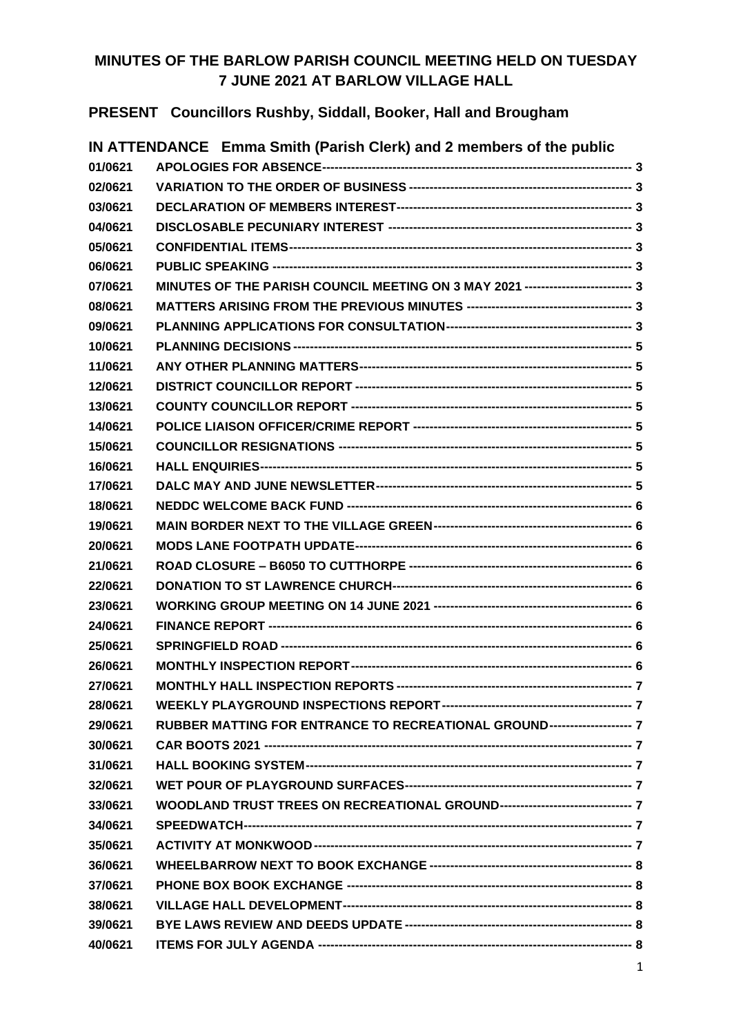# MINUTES OF THE BARLOW PARISH COUNCIL MEETING HELD ON TUESDAY 7 JUNE 2021 AT BARLOW VILLAGE HALL

## PRESENT Councillors Rushby, Siddall, Booker, Hall and Brougham

## IN ATTENDANCE Emma Smith (Parish Clerk) and 2 members of the public

| | | |
|---|---|---|
| 01/0621 | APOLOGIES FOR ABSENCE | 3 |
| 02/0621 | VARIATION TO THE ORDER OF BUSINESS | 3 |
| 03/0621 | DECLARATION OF MEMBERS INTEREST | 3 |
| 04/0621 | DISCLOSABLE PECUNIARY INTEREST | 3 |
| 05/0621 | CONFIDENTIAL ITEMS | 3 |
| 06/0621 | PUBLIC SPEAKING | 3 |
| 07/0621 | MINUTES OF THE PARISH COUNCIL MEETING ON 3 MAY 2021 | 3 |
| 08/0621 | MATTERS ARISING FROM THE PREVIOUS MINUTES | 3 |
| 09/0621 | PLANNING APPLICATIONS FOR CONSULTATION | 3 |
| 10/0621 | PLANNING DECISIONS | 5 |
| 11/0621 | ANY OTHER PLANNING MATTERS | 5 |
| 12/0621 | DISTRICT COUNCILLOR REPORT | 5 |
| 13/0621 | COUNTY COUNCILLOR REPORT | 5 |
| 14/0621 | POLICE LIAISON OFFICER/CRIME REPORT | 5 |
| 15/0621 | COUNCILLOR RESIGNATIONS | 5 |
| 16/0621 | HALL ENQUIRIES | 5 |
| 17/0621 | DALC MAY AND JUNE NEWSLETTER | 5 |
| 18/0621 | NEDDC WELCOME BACK FUND | 6 |
| 19/0621 | MAIN BORDER NEXT TO THE VILLAGE GREEN | 6 |
| 20/0621 | MODS LANE FOOTPATH UPDATE | 6 |
| 21/0621 | ROAD CLOSURE – B6050 TO CUTTHORPE | 6 |
| 22/0621 | DONATION TO ST LAWRENCE CHURCH | 6 |
| 23/0621 | WORKING GROUP MEETING ON 14 JUNE 2021 | 6 |
| 24/0621 | FINANCE REPORT | 6 |
| 25/0621 | SPRINGFIELD ROAD | 6 |
| 26/0621 | MONTHLY INSPECTION REPORT | 6 |
| 27/0621 | MONTHLY HALL INSPECTION REPORTS | 7 |
| 28/0621 | WEEKLY PLAYGROUND INSPECTIONS REPORT | 7 |
| 29/0621 | RUBBER MATTING FOR ENTRANCE TO RECREATIONAL GROUND | 7 |
| 30/0621 | CAR BOOTS 2021 | 7 |
| 31/0621 | HALL BOOKING SYSTEM | 7 |
| 32/0621 | WET POUR OF PLAYGROUND SURFACES | 7 |
| 33/0621 | WOODLAND TRUST TREES ON RECREATIONAL GROUND | 7 |
| 34/0621 | SPEEDWATCH | 7 |
| 35/0621 | ACTIVITY AT MONKWOOD | 7 |
| 36/0621 | WHEELBARROW NEXT TO BOOK EXCHANGE | 8 |
| 37/0621 | PHONE BOX BOOK EXCHANGE | 8 |
| 38/0621 | VILLAGE HALL DEVELOPMENT | 8 |
| 39/0621 | BYE LAWS REVIEW AND DEEDS UPDATE | 8 |
| 40/0621 | ITEMS FOR JULY AGENDA | 8 |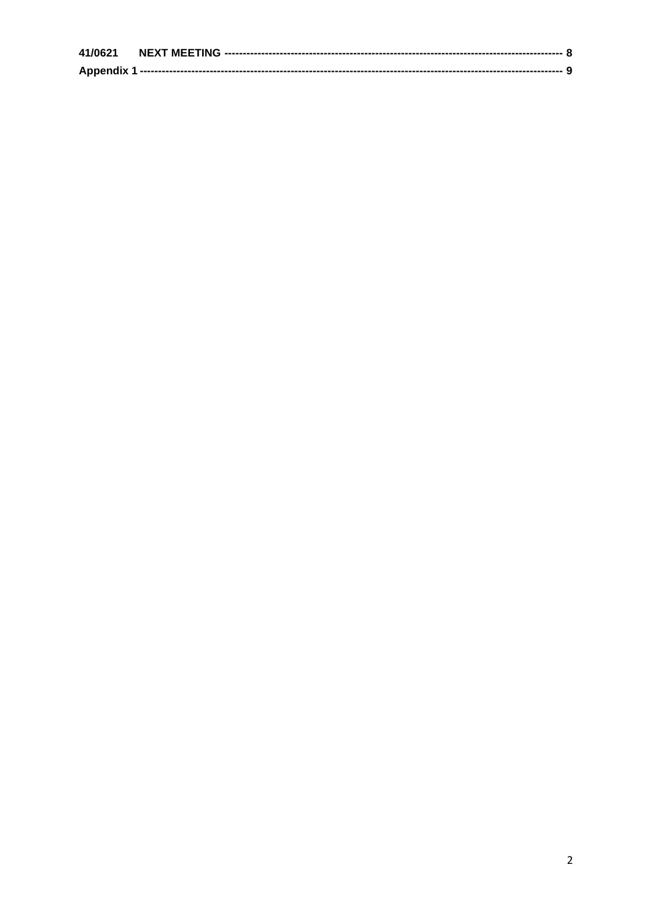**41/0621 NEXT MEETING ------------------------------------------------------------------------------------------- 8**

**Appendix 1 --------------------------------------------------------------------------------------------------------------- 9**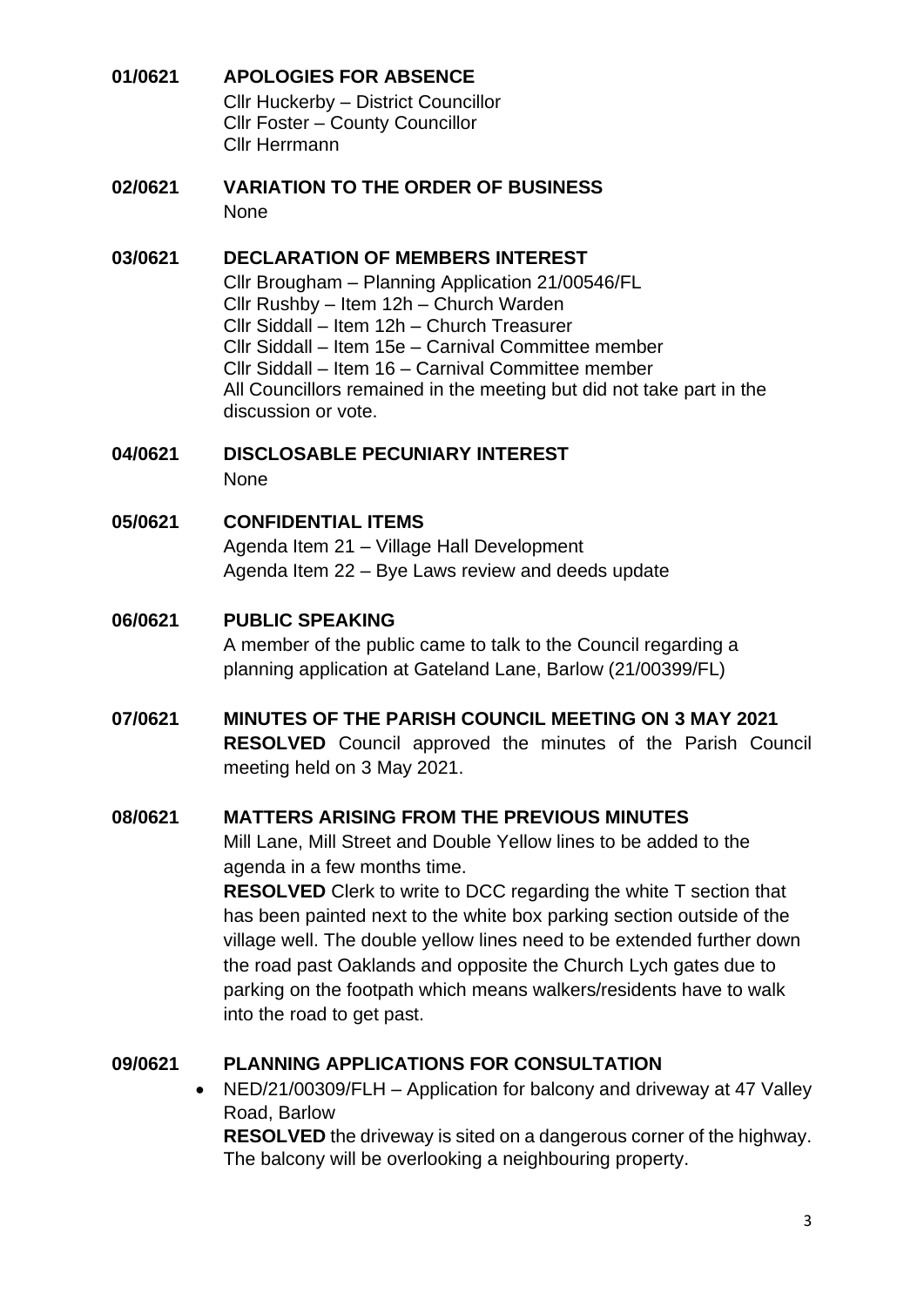**01/0621 APOLOGIES FOR ABSENCE**

Cllr Huckerby – District Councillor
Cllr Foster – County Councillor
Cllr Herrmann

**02/0621 VARIATION TO THE ORDER OF BUSINESS**

None

**03/0621 DECLARATION OF MEMBERS INTEREST**

Cllr Brougham – Planning Application 21/00546/FL
Cllr Rushby – Item 12h – Church Warden
Cllr Siddall – Item 12h – Church Treasurer
Cllr Siddall – Item 15e – Carnival Committee member
Cllr Siddall – Item 16 – Carnival Committee member
All Councillors remained in the meeting but did not take part in the discussion or vote.

**04/0621 DISCLOSABLE PECUNIARY INTEREST**

None

**05/0621 CONFIDENTIAL ITEMS**

Agenda Item 21 – Village Hall Development
Agenda Item 22 – Bye Laws review and deeds update

**06/0621 PUBLIC SPEAKING**

A member of the public came to talk to the Council regarding a planning application at Gateland Lane, Barlow (21/00399/FL)

**07/0621 MINUTES OF THE PARISH COUNCIL MEETING ON 3 MAY 2021**

**RESOLVED** Council approved the minutes of the Parish Council meeting held on 3 May 2021.

**08/0621 MATTERS ARISING FROM THE PREVIOUS MINUTES**

Mill Lane, Mill Street and Double Yellow lines to be added to the agenda in a few months time.

**RESOLVED** Clerk to write to DCC regarding the white T section that has been painted next to the white box parking section outside of the village well. The double yellow lines need to be extended further down the road past Oaklands and opposite the Church Lych gates due to parking on the footpath which means walkers/residents have to walk into the road to get past.

**09/0621 PLANNING APPLICATIONS FOR CONSULTATION**

- NED/21/00309/FLH – Application for balcony and driveway at 47 Valley Road, Barlow

  **RESOLVED** the driveway is sited on a dangerous corner of the highway. The balcony will be overlooking a neighbouring property.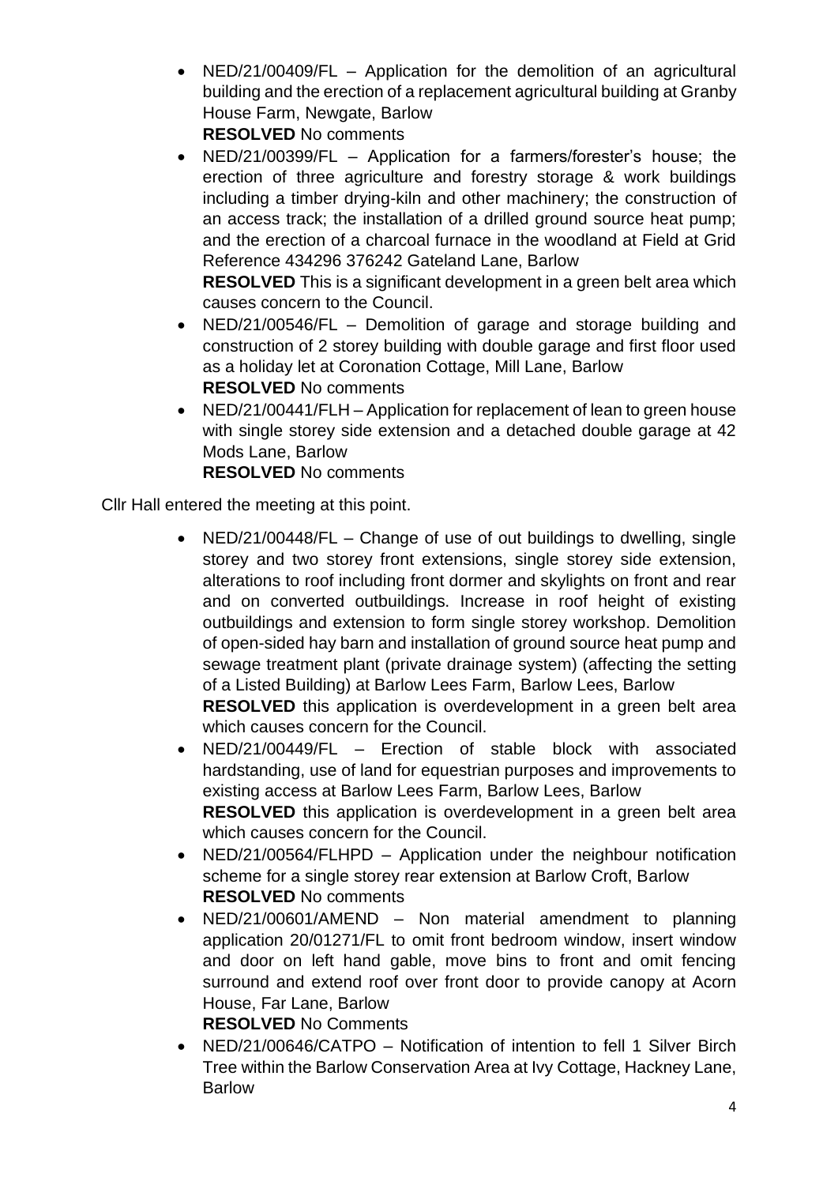- NED/21/00409/FL – Application for the demolition of an agricultural building and the erection of a replacement agricultural building at Granby House Farm, Newgate, Barlow
  **RESOLVED** No comments
- NED/21/00399/FL – Application for a farmers/forester's house; the erection of three agriculture and forestry storage & work buildings including a timber drying-kiln and other machinery; the construction of an access track; the installation of a drilled ground source heat pump; and the erection of a charcoal furnace in the woodland at Field at Grid Reference 434296 376242 Gateland Lane, Barlow
  **RESOLVED** This is a significant development in a green belt area which causes concern to the Council.
- NED/21/00546/FL – Demolition of garage and storage building and construction of 2 storey building with double garage and first floor used as a holiday let at Coronation Cottage, Mill Lane, Barlow
  **RESOLVED** No comments
- NED/21/00441/FLH – Application for replacement of lean to green house with single storey side extension and a detached double garage at 42 Mods Lane, Barlow
  **RESOLVED** No comments

Cllr Hall entered the meeting at this point.

- NED/21/00448/FL – Change of use of out buildings to dwelling, single storey and two storey front extensions, single storey side extension, alterations to roof including front dormer and skylights on front and rear and on converted outbuildings. Increase in roof height of existing outbuildings and extension to form single storey workshop. Demolition of open-sided hay barn and installation of ground source heat pump and sewage treatment plant (private drainage system) (affecting the setting of a Listed Building) at Barlow Lees Farm, Barlow Lees, Barlow
  **RESOLVED** this application is overdevelopment in a green belt area which causes concern for the Council.
- NED/21/00449/FL – Erection of stable block with associated hardstanding, use of land for equestrian purposes and improvements to existing access at Barlow Lees Farm, Barlow Lees, Barlow
  **RESOLVED** this application is overdevelopment in a green belt area which causes concern for the Council.
- NED/21/00564/FLHPD – Application under the neighbour notification scheme for a single storey rear extension at Barlow Croft, Barlow
  **RESOLVED** No comments
- NED/21/00601/AMEND – Non material amendment to planning application 20/01271/FL to omit front bedroom window, insert window and door on left hand gable, move bins to front and omit fencing surround and extend roof over front door to provide canopy at Acorn House, Far Lane, Barlow
  **RESOLVED** No Comments
- NED/21/00646/CATPO – Notification of intention to fell 1 Silver Birch Tree within the Barlow Conservation Area at Ivy Cottage, Hackney Lane, Barlow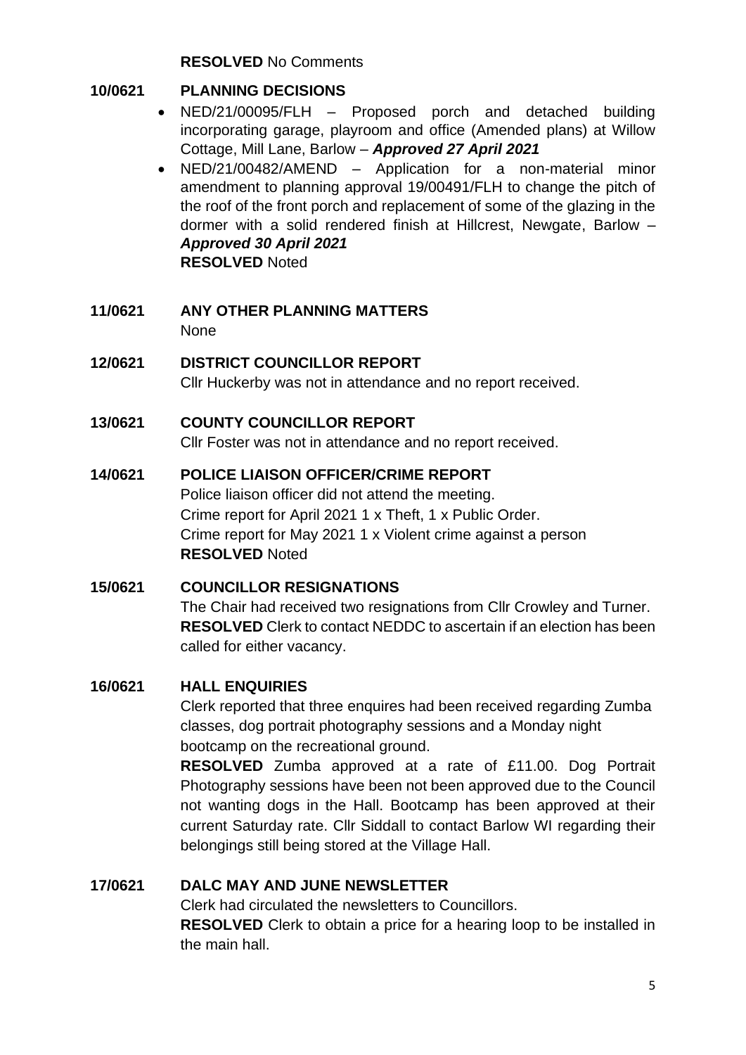**RESOLVED** No Comments

**10/0621 PLANNING DECISIONS**

- NED/21/00095/FLH – Proposed porch and detached building incorporating garage, playroom and office (Amended plans) at Willow Cottage, Mill Lane, Barlow – ***Approved 27 April 2021***
- NED/21/00482/AMEND – Application for a non-material minor amendment to planning approval 19/00491/FLH to change the pitch of the roof of the front porch and replacement of some of the glazing in the dormer with a solid rendered finish at Hillcrest, Newgate, Barlow – ***Approved 30 April 2021***

**RESOLVED** Noted

**11/0621 ANY OTHER PLANNING MATTERS**

None

**12/0621 DISTRICT COUNCILLOR REPORT**

Cllr Huckerby was not in attendance and no report received.

**13/0621 COUNTY COUNCILLOR REPORT**

Cllr Foster was not in attendance and no report received.

**14/0621 POLICE LIAISON OFFICER/CRIME REPORT**

Police liaison officer did not attend the meeting.
Crime report for April 2021 1 x Theft, 1 x Public Order.
Crime report for May 2021 1 x Violent crime against a person
**RESOLVED** Noted

**15/0621 COUNCILLOR RESIGNATIONS**

The Chair had received two resignations from Cllr Crowley and Turner.
**RESOLVED** Clerk to contact NEDDC to ascertain if an election has been called for either vacancy.

**16/0621 HALL ENQUIRIES**

Clerk reported that three enquires had been received regarding Zumba classes, dog portrait photography sessions and a Monday night bootcamp on the recreational ground.

**RESOLVED** Zumba approved at a rate of £11.00. Dog Portrait Photography sessions have been not been approved due to the Council not wanting dogs in the Hall. Bootcamp has been approved at their current Saturday rate. Cllr Siddall to contact Barlow WI regarding their belongings still being stored at the Village Hall.

**17/0621 DALC MAY AND JUNE NEWSLETTER**

Clerk had circulated the newsletters to Councillors.
**RESOLVED** Clerk to obtain a price for a hearing loop to be installed in the main hall.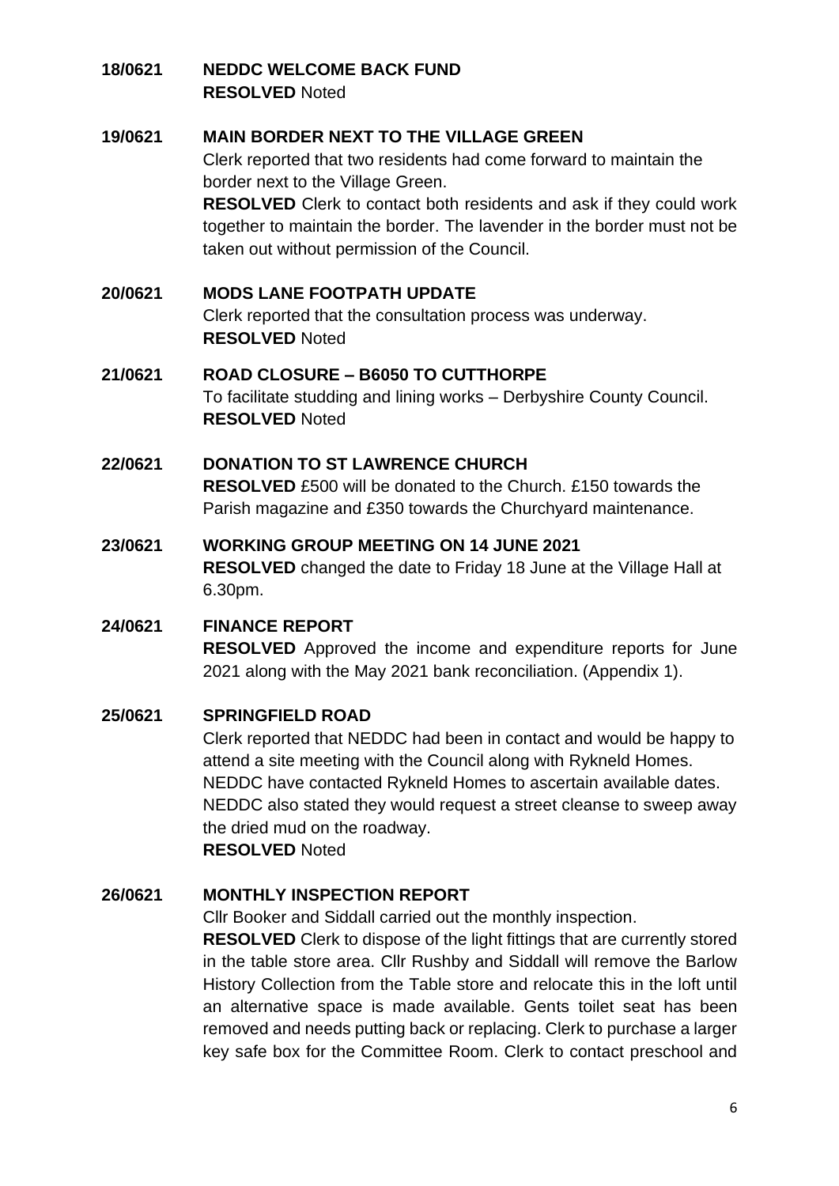**18/0621 NEDDC WELCOME BACK FUND**
**RESOLVED** Noted

**19/0621 MAIN BORDER NEXT TO THE VILLAGE GREEN**
Clerk reported that two residents had come forward to maintain the border next to the Village Green.
**RESOLVED** Clerk to contact both residents and ask if they could work together to maintain the border. The lavender in the border must not be taken out without permission of the Council.

**20/0621 MODS LANE FOOTPATH UPDATE**
Clerk reported that the consultation process was underway.
**RESOLVED** Noted

**21/0621 ROAD CLOSURE – B6050 TO CUTTHORPE**
To facilitate studding and lining works – Derbyshire County Council.
**RESOLVED** Noted

**22/0621 DONATION TO ST LAWRENCE CHURCH**
**RESOLVED** £500 will be donated to the Church. £150 towards the Parish magazine and £350 towards the Churchyard maintenance.

**23/0621 WORKING GROUP MEETING ON 14 JUNE 2021**
**RESOLVED** changed the date to Friday 18 June at the Village Hall at 6.30pm.

**24/0621 FINANCE REPORT**
**RESOLVED** Approved the income and expenditure reports for June 2021 along with the May 2021 bank reconciliation. (Appendix 1).

**25/0621 SPRINGFIELD ROAD**
Clerk reported that NEDDC had been in contact and would be happy to attend a site meeting with the Council along with Rykneld Homes. NEDDC have contacted Rykneld Homes to ascertain available dates. NEDDC also stated they would request a street cleanse to sweep away the dried mud on the roadway.
**RESOLVED** Noted

**26/0621 MONTHLY INSPECTION REPORT**
Cllr Booker and Siddall carried out the monthly inspection.
**RESOLVED** Clerk to dispose of the light fittings that are currently stored in the table store area. Cllr Rushby and Siddall will remove the Barlow History Collection from the Table store and relocate this in the loft until an alternative space is made available. Gents toilet seat has been removed and needs putting back or replacing. Clerk to purchase a larger key safe box for the Committee Room. Clerk to contact preschool and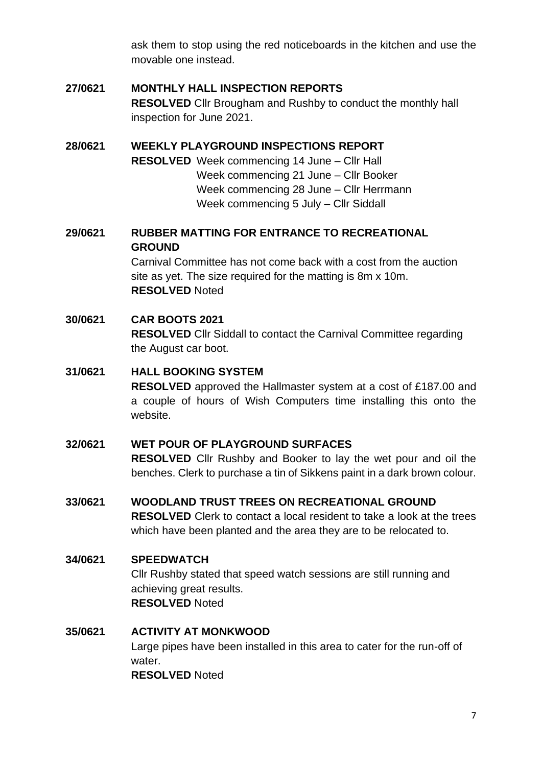ask them to stop using the red noticeboards in the kitchen and use the movable one instead.

**27/0621 MONTHLY HALL INSPECTION REPORTS**

**RESOLVED** Cllr Brougham and Rushby to conduct the monthly hall inspection for June 2021.

**28/0621 WEEKLY PLAYGROUND INSPECTIONS REPORT**

**RESOLVED** Week commencing 14 June – Cllr Hall
Week commencing 21 June – Cllr Booker
Week commencing 28 June – Cllr Herrmann
Week commencing 5 July – Cllr Siddall

**29/0621 RUBBER MATTING FOR ENTRANCE TO RECREATIONAL GROUND**

Carnival Committee has not come back with a cost from the auction site as yet. The size required for the matting is 8m x 10m.
**RESOLVED** Noted

**30/0621 CAR BOOTS 2021**

**RESOLVED** Cllr Siddall to contact the Carnival Committee regarding the August car boot.

**31/0621 HALL BOOKING SYSTEM**

**RESOLVED** approved the Hallmaster system at a cost of £187.00 and a couple of hours of Wish Computers time installing this onto the website.

**32/0621 WET POUR OF PLAYGROUND SURFACES**

**RESOLVED** Cllr Rushby and Booker to lay the wet pour and oil the benches. Clerk to purchase a tin of Sikkens paint in a dark brown colour.

**33/0621 WOODLAND TRUST TREES ON RECREATIONAL GROUND**

**RESOLVED** Clerk to contact a local resident to take a look at the trees which have been planted and the area they are to be relocated to.

**34/0621 SPEEDWATCH**

Cllr Rushby stated that speed watch sessions are still running and achieving great results.
**RESOLVED** Noted

**35/0621 ACTIVITY AT MONKWOOD**

Large pipes have been installed in this area to cater for the run-off of water.
**RESOLVED** Noted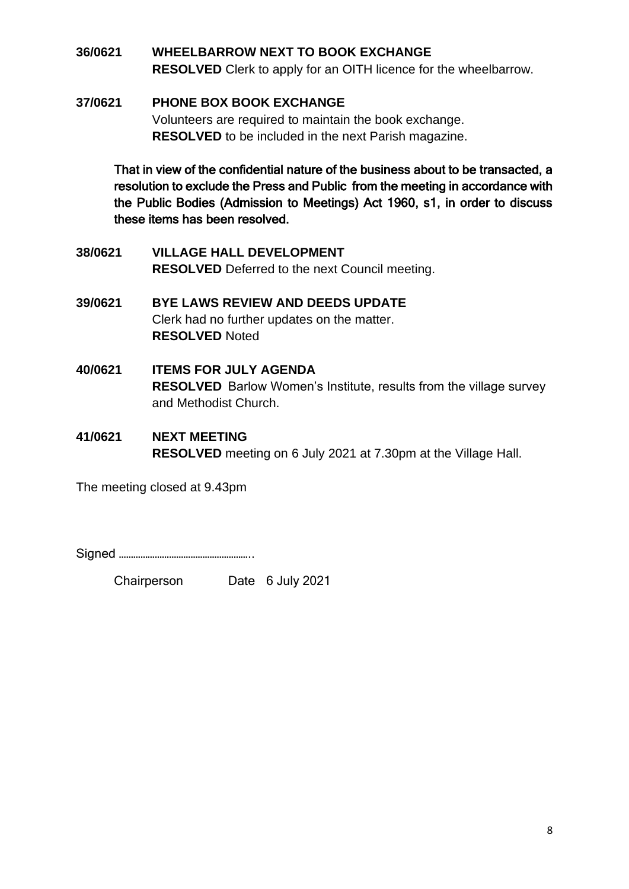**36/0621 WHEELBARROW NEXT TO BOOK EXCHANGE**
**RESOLVED** Clerk to apply for an OITH licence for the wheelbarrow.

**37/0621 PHONE BOX BOOK EXCHANGE**
Volunteers are required to maintain the book exchange.
**RESOLVED** to be included in the next Parish magazine.

**That in view of the confidential nature of the business about to be transacted, a resolution to exclude the Press and Public from the meeting in accordance with the Public Bodies (Admission to Meetings) Act 1960, s1, in order to discuss these items has been resolved.**

**38/0621 VILLAGE HALL DEVELOPMENT**
**RESOLVED** Deferred to the next Council meeting.

**39/0621 BYE LAWS REVIEW AND DEEDS UPDATE**
Clerk had no further updates on the matter.
**RESOLVED** Noted

**40/0621 ITEMS FOR JULY AGENDA**
**RESOLVED** Barlow Women's Institute, results from the village survey and Methodist Church.

**41/0621 NEXT MEETING**
**RESOLVED** meeting on 6 July 2021 at 7.30pm at the Village Hall.

The meeting closed at 9.43pm

Signed ……………………………………………..

Chairperson Date 6 July 2021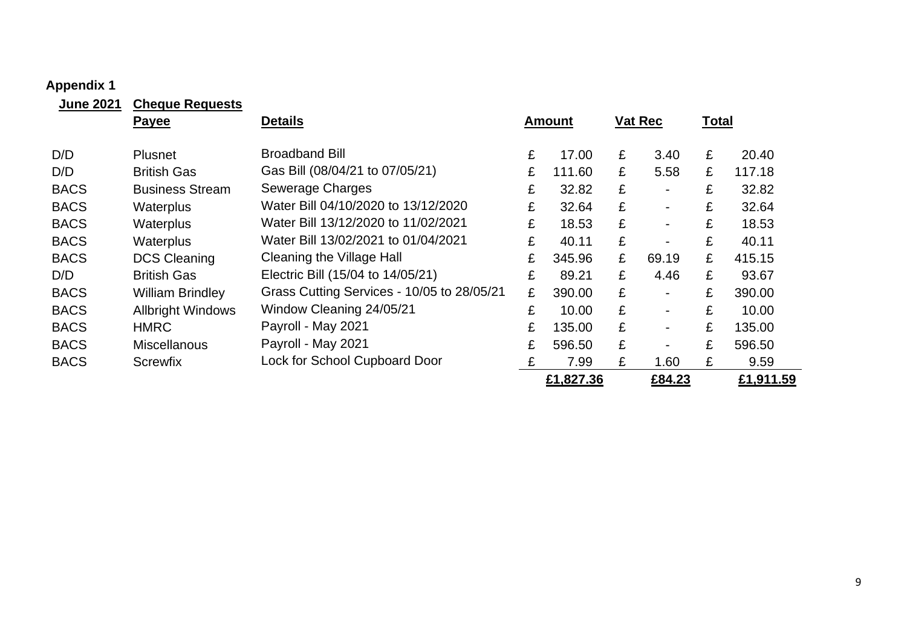**Appendix 1**

| **June 2021** | **Cheque Requests** | | | | |
|---|---|---|---|---|---|
| | **Payee** | **Details** | **Amount** | **Vat Rec** | **Total** |
| D/D | Plusnet | Broadband Bill | £ 17.00 | £ 3.40 | £ 20.40 |
| D/D | British Gas | Gas Bill (08/04/21 to 07/05/21) | £ 111.60 | £ 5.58 | £ 117.18 |
| BACS | Business Stream | Sewerage Charges | £ 32.82 | £ - | £ 32.82 |
| BACS | Waterplus | Water Bill 04/10/2020 to 13/12/2020 | £ 32.64 | £ - | £ 32.64 |
| BACS | Waterplus | Water Bill 13/12/2020 to 11/02/2021 | £ 18.53 | £ - | £ 18.53 |
| BACS | Waterplus | Water Bill 13/02/2021 to 01/04/2021 | £ 40.11 | £ - | £ 40.11 |
| BACS | DCS Cleaning | Cleaning the Village Hall | £ 345.96 | £ 69.19 | £ 415.15 |
| D/D | British Gas | Electric Bill (15/04 to 14/05/21) | £ 89.21 | £ 4.46 | £ 93.67 |
| BACS | William Brindley | Grass Cutting Services - 10/05 to 28/05/21 | £ 390.00 | £ - | £ 390.00 |
| BACS | Allbright Windows | Window Cleaning 24/05/21 | £ 10.00 | £ - | £ 10.00 |
| BACS | HMRC | Payroll - May 2021 | £ 135.00 | £ - | £ 135.00 |
| BACS | Miscellanous | Payroll - May 2021 | £ 596.50 | £ - | £ 596.50 |
| BACS | Screwfix | Lock for School Cupboard Door | £ 7.99 | £ 1.60 | £ 9.59 |
| | | | **£1,827.36** | **£84.23** | **£1,911.59** |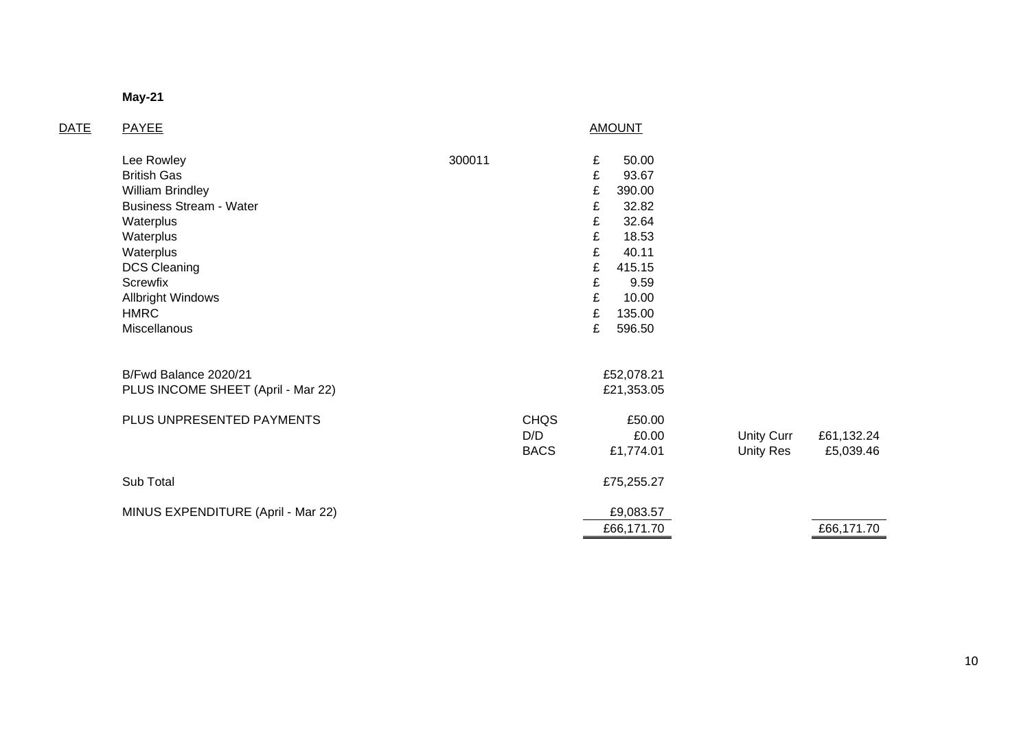**May-21**

| DATE | PAYEE | | AMOUNT |
|---|---|---|---|
| | Lee Rowley | 300011 | £ 50.00 |
| | British Gas | | £ 93.67 |
| | William Brindley | | £ 390.00 |
| | Business Stream - Water | | £ 32.82 |
| | Waterplus | | £ 32.64 |
| | Waterplus | | £ 18.53 |
| | Waterplus | | £ 40.11 |
| | DCS Cleaning | | £ 415.15 |
| | Screwfix | | £ 9.59 |
| | Allbright Windows | | £ 10.00 |
| | HMRC | | £ 135.00 |
| | Miscellanous | | £ 596.50 |

| | | | | |
|---|---|---|---|---|
| B/Fwd Balance 2020/21 | | £52,078.21 | | |
| PLUS INCOME SHEET (April - Mar 22) | | £21,353.05 | | |
| PLUS UNPRESENTED PAYMENTS | CHQS | £50.00 | | |
| | D/D | £0.00 | Unity Curr | £61,132.24 |
| | BACS | £1,774.01 | Unity Res | £5,039.46 |
| Sub Total | | £75,255.27 | | |
| MINUS EXPENDITURE (April - Mar 22) | | £9,083.57 | | |
| | | £66,171.70 | | £66,171.70 |